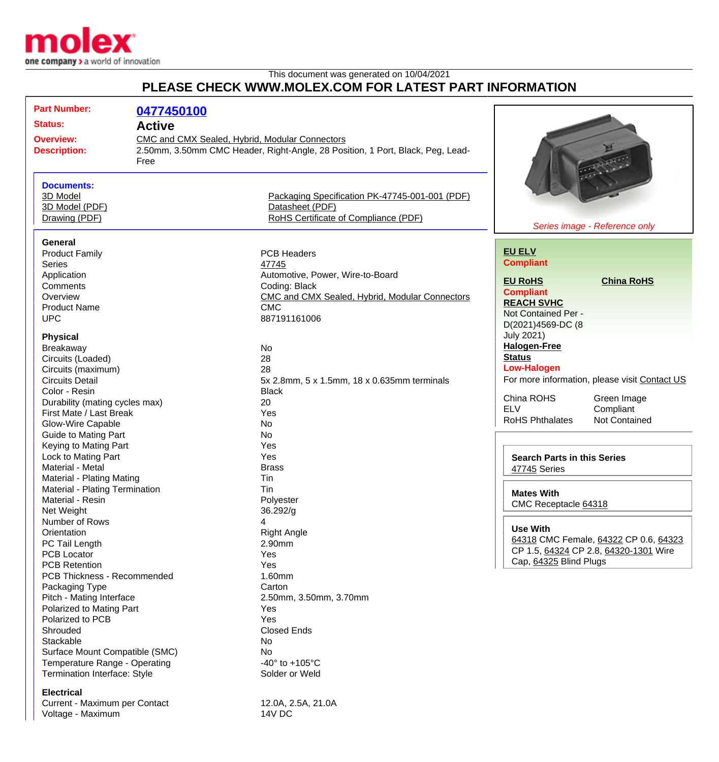molex one company > a world of innovation

This document was generated on 10/04/2021

# PLEASE CHECK WWW.MOLEX.COM FOR LATEST PART INFORMATION

**Part Number:** 0477450100
**Status:** Active
**Overview:** CMC and CMX Sealed, Hybrid, Modular Connectors
**Description:** 2.50mm, 3.50mm CMC Header, Right-Angle, 28 Position, 1 Port, Black, Peg, Lead-Free

**Documents:**

- 3D Model
- 3D Model (PDF)
- Drawing (PDF)
- Packaging Specification PK-47745-001-001 (PDF)
- Datasheet (PDF)
- RoHS Certificate of Compliance (PDF)

*Series image - Reference only*

**EU ELV**
**Compliant**

**EU RoHS** **China RoHS**
**Compliant**

**REACH SVHC**
Not Contained Per - D(2021)4569-DC (8 July 2021)

**Halogen-Free Status**
**Low-Halogen**

For more information, please visit Contact US

| | |
|---|---|
| China ROHS | Green Image |
| ELV | Compliant |
| RoHS Phthalates | Not Contained |

**Search Parts in this Series**
47745 Series

**Mates With**
CMC Receptacle 64318

**Use With**
64318 CMC Female, 64322 CP 0.6, 64323 CP 1.5, 64324 CP 2.8, 64320-1301 Wire Cap, 64325 Blind Plugs

### General

| | |
|---|---|
| Product Family | PCB Headers |
| Series | 47745 |
| Application | Automotive, Power, Wire-to-Board |
| Comments | Coding: Black |
| Overview | CMC and CMX Sealed, Hybrid, Modular Connectors |
| Product Name | CMC |
| UPC | 887191161006 |

### Physical

| | |
|---|---|
| Breakaway | No |
| Circuits (Loaded) | 28 |
| Circuits (maximum) | 28 |
| Circuits Detail | 5x 2.8mm, 5 x 1.5mm, 18 x 0.635mm terminals |
| Color - Resin | Black |
| Durability (mating cycles max) | 20 |
| First Mate / Last Break | Yes |
| Glow-Wire Capable | No |
| Guide to Mating Part | No |
| Keying to Mating Part | Yes |
| Lock to Mating Part | Yes |
| Material - Metal | Brass |
| Material - Plating Mating | Tin |
| Material - Plating Termination | Tin |
| Material - Resin | Polyester |
| Net Weight | 36.292/g |
| Number of Rows | 4 |
| Orientation | Right Angle |
| PC Tail Length | 2.90mm |
| PCB Locator | Yes |
| PCB Retention | Yes |
| PCB Thickness - Recommended | 1.60mm |
| Packaging Type | Carton |
| Pitch - Mating Interface | 2.50mm, 3.50mm, 3.70mm |
| Polarized to Mating Part | Yes |
| Polarized to PCB | Yes |
| Shrouded | Closed Ends |
| Stackable | No |
| Surface Mount Compatible (SMC) | No |
| Temperature Range - Operating | -40° to +105°C |
| Termination Interface: Style | Solder or Weld |

### Electrical

| | |
|---|---|
| Current - Maximum per Contact | 12.0A, 2.5A, 21.0A |
| Voltage - Maximum | 14V DC |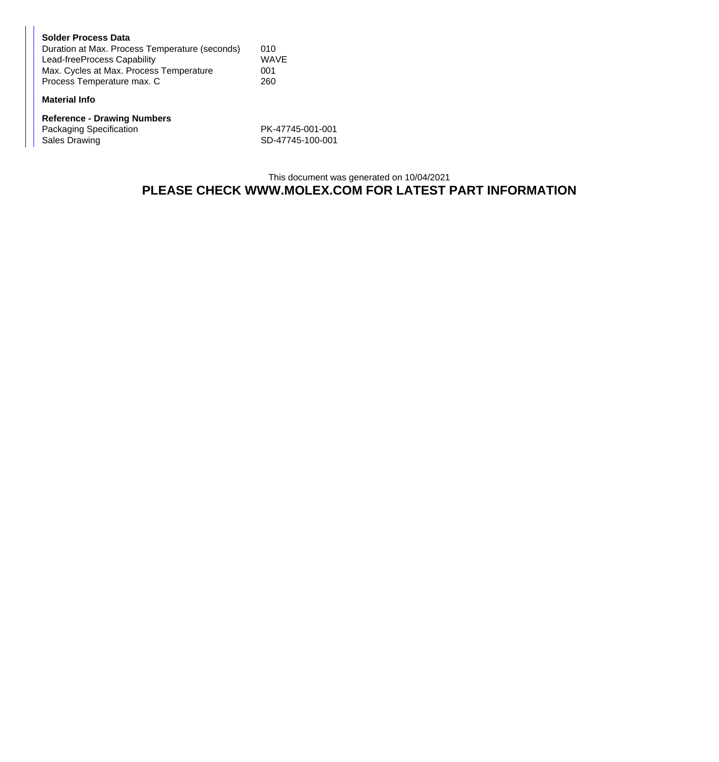**Solder Process Data**

| | |
|---|---|
| Duration at Max. Process Temperature (seconds) | 010 |
| Lead-freeProcess Capability | WAVE |
| Max. Cycles at Max. Process Temperature | 001 |
| Process Temperature max. C | 260 |

**Material Info**

**Reference - Drawing Numbers**

| | |
|---|---|
| Packaging Specification | PK-47745-001-001 |
| Sales Drawing | SD-47745-100-001 |

This document was generated on 10/04/2021

**PLEASE CHECK WWW.MOLEX.COM FOR LATEST PART INFORMATION**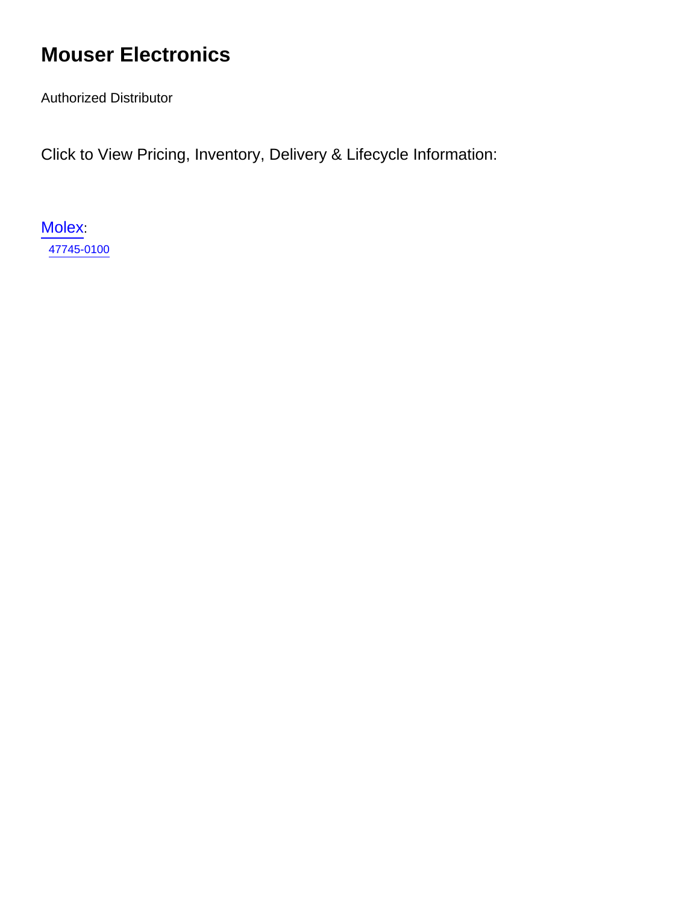# Mouser Electronics

Authorized Distributor

Click to View Pricing, Inventory, Delivery & Lifecycle Information:

Molex:

47745-0100